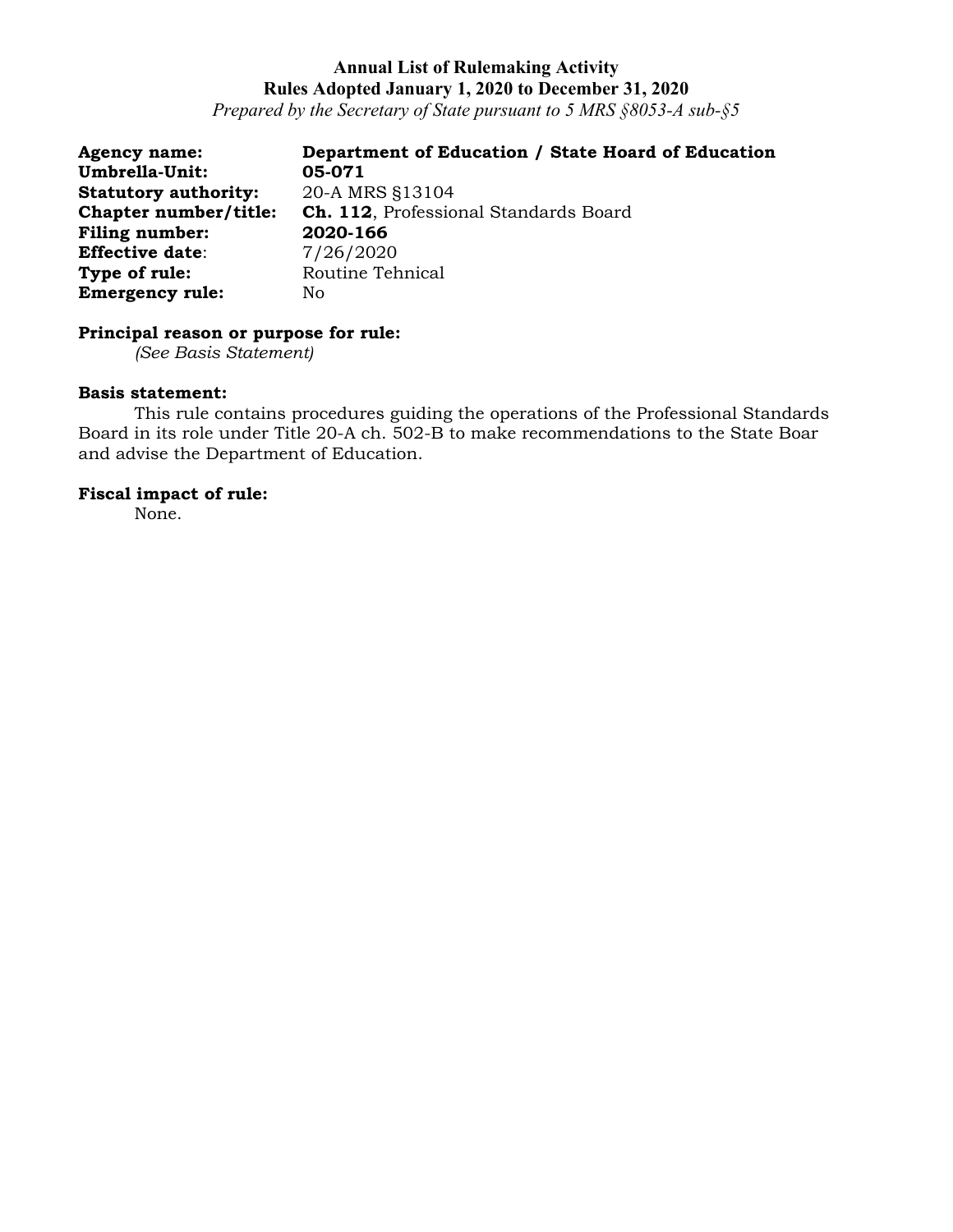**Annual List of Rulemaking Activity**
**Rules Adopted January 1, 2020 to December 31, 2020**
*Prepared by the Secretary of State pursuant to 5 MRS §8053-A sub-§5*

**Agency name:** **Department of Education / State Hoard of Education**
**Umbrella-Unit:** **05-071**
**Statutory authority:** 20-A MRS §13104
**Chapter number/title:** **Ch. 112**, Professional Standards Board
**Filing number:** **2020-166**
**Effective date**: 7/26/2020
**Type of rule:** Routine Tehnical
**Emergency rule:** No

**Principal reason or purpose for rule:**
*(See Basis Statement)*

**Basis statement:**
This rule contains procedures guiding the operations of the Professional Standards Board in its role under Title 20-A ch. 502-B to make recommendations to the State Boar and advise the Department of Education.

**Fiscal impact of rule:**
None.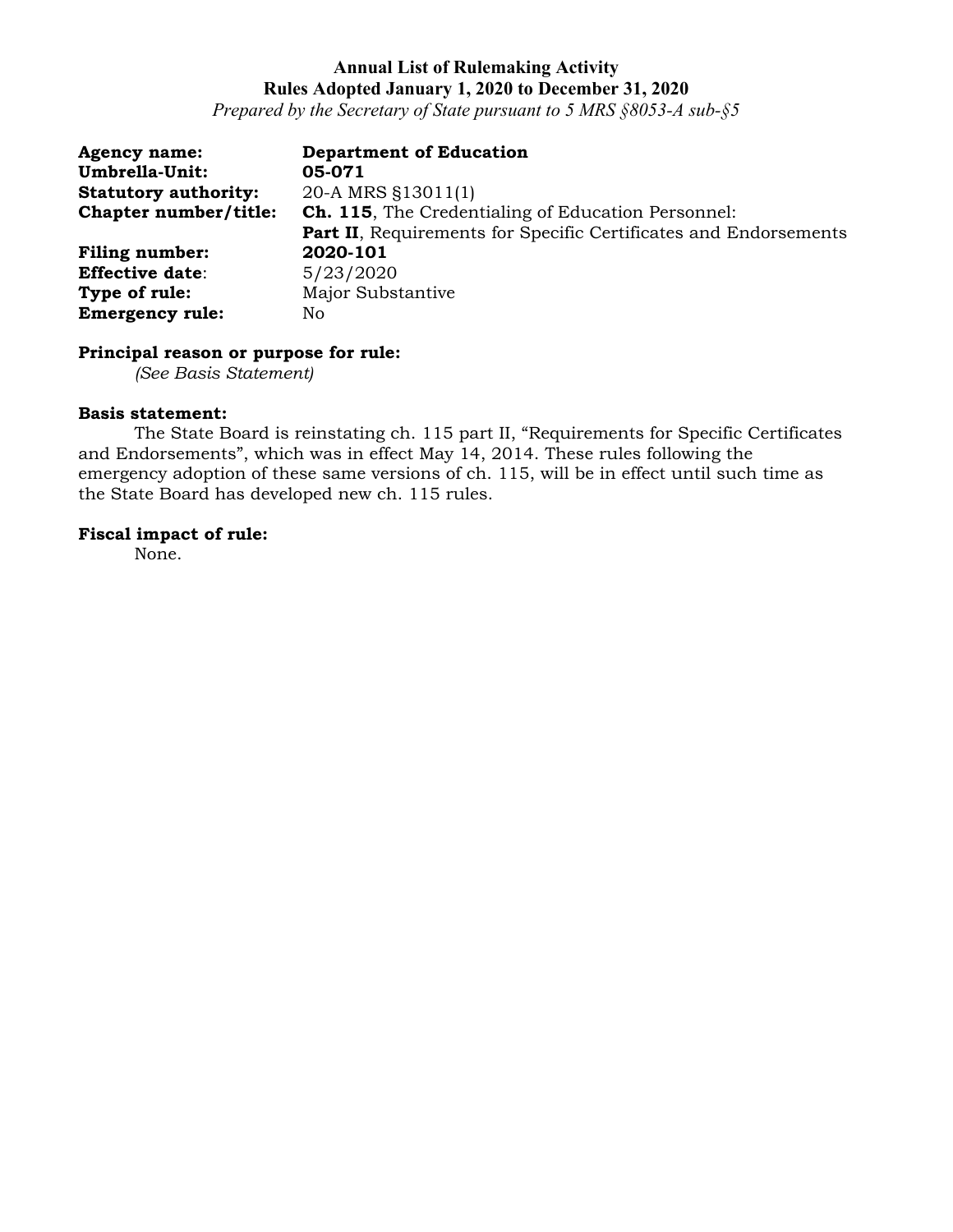**Annual List of Rulemaking Activity**
**Rules Adopted January 1, 2020 to December 31, 2020**
*Prepared by the Secretary of State pursuant to 5 MRS §8053-A sub-§5*

**Agency name:** **Department of Education**
**Umbrella-Unit:** **05-071**
**Statutory authority:** 20-A MRS §13011(1)
**Chapter number/title:** **Ch. 115**, The Credentialing of Education Personnel: **Part II**, Requirements for Specific Certificates and Endorsements
**Filing number:** **2020-101**
**Effective date**: 5/23/2020
**Type of rule:** Major Substantive
**Emergency rule:** No

**Principal reason or purpose for rule:**
*(See Basis Statement)*

**Basis statement:**
The State Board is reinstating ch. 115 part II, "Requirements for Specific Certificates and Endorsements", which was in effect May 14, 2014. These rules following the emergency adoption of these same versions of ch. 115, will be in effect until such time as the State Board has developed new ch. 115 rules.

**Fiscal impact of rule:**
None.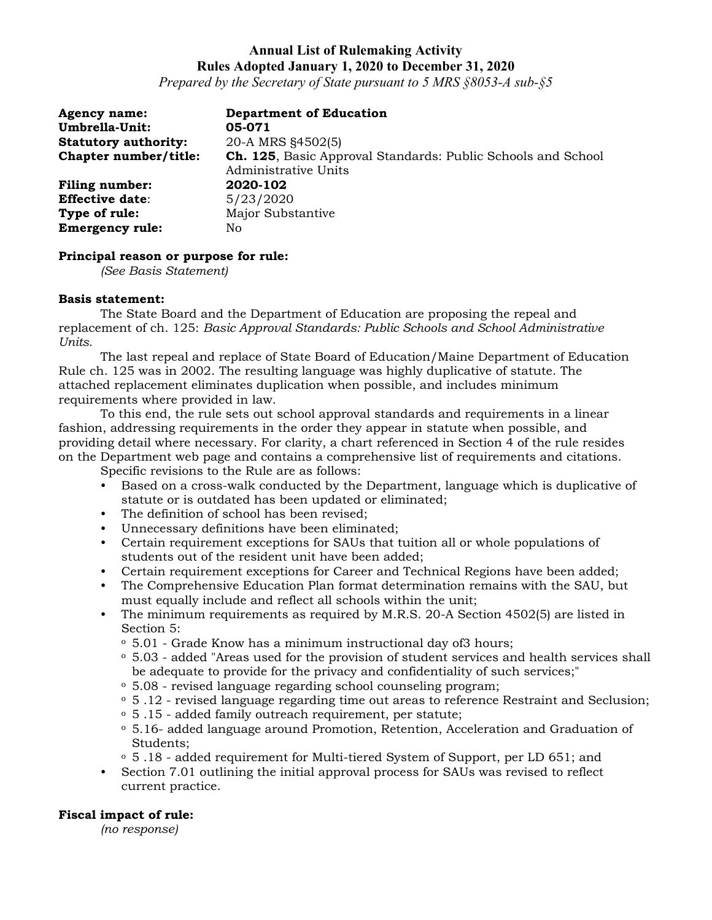**Annual List of Rulemaking Activity**
**Rules Adopted January 1, 2020 to December 31, 2020**
*Prepared by the Secretary of State pursuant to 5 MRS §8053-A sub-§5*

**Agency name:** **Department of Education**
**Umbrella-Unit:** **05-071**
**Statutory authority:** 20-A MRS §4502(5)
**Chapter number/title:** **Ch. 125**, Basic Approval Standards: Public Schools and School Administrative Units
**Filing number:** **2020-102**
**Effective date**: 5/23/2020
**Type of rule:** Major Substantive
**Emergency rule:** No

**Principal reason or purpose for rule:**
*(See Basis Statement)*

**Basis statement:**

The State Board and the Department of Education are proposing the repeal and replacement of ch. 125: *Basic Approval Standards: Public Schools and School Administrative Units.*

The last repeal and replace of State Board of Education/Maine Department of Education Rule ch. 125 was in 2002. The resulting language was highly duplicative of statute. The attached replacement eliminates duplication when possible, and includes minimum requirements where provided in law.

To this end, the rule sets out school approval standards and requirements in a linear fashion, addressing requirements in the order they appear in statute when possible, and providing detail where necessary. For clarity, a chart referenced in Section 4 of the rule resides on the Department web page and contains a comprehensive list of requirements and citations.

Specific revisions to the Rule are as follows:

- Based on a cross-walk conducted by the Department, language which is duplicative of statute or is outdated has been updated or eliminated;
- The definition of school has been revised;
- Unnecessary definitions have been eliminated;
- Certain requirement exceptions for SAUs that tuition all or whole populations of students out of the resident unit have been added;
- Certain requirement exceptions for Career and Technical Regions have been added;
- The Comprehensive Education Plan format determination remains with the SAU, but must equally include and reflect all schools within the unit;
- The minimum requirements as required by M.R.S. 20-A Section 4502(5) are listed in Section 5:
  - 5.01 - Grade Know has a minimum instructional day of3 hours;
  - 5.03 - added "Areas used for the provision of student services and health services shall be adequate to provide for the privacy and confidentiality of such services;"
  - 5.08 - revised language regarding school counseling program;
  - 5 .12 - revised language regarding time out areas to reference Restraint and Seclusion;
  - 5 .15 - added family outreach requirement, per statute;
  - 5.16- added language around Promotion, Retention, Acceleration and Graduation of Students;
  - 5 .18 - added requirement for Multi-tiered System of Support, per LD 651; and
- Section 7.01 outlining the initial approval process for SAUs was revised to reflect current practice.

**Fiscal impact of rule:**
*(no response)*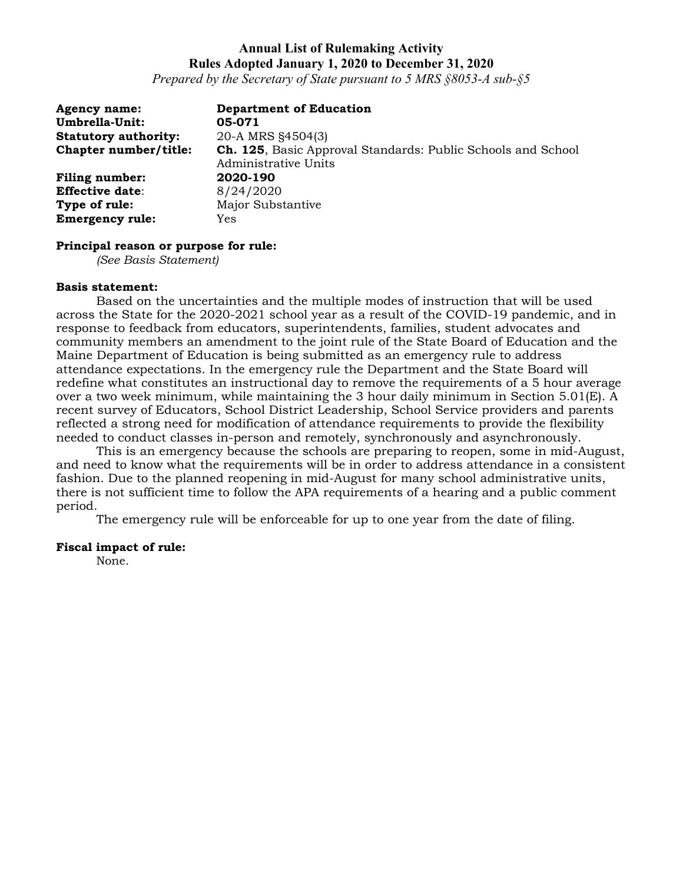**Annual List of Rulemaking Activity**
**Rules Adopted January 1, 2020 to December 31, 2020**
*Prepared by the Secretary of State pursuant to 5 MRS §8053-A sub-§5*

**Agency name:** **Department of Education**
**Umbrella-Unit:** **05-071**
**Statutory authority:** 20-A MRS §4504(3)
**Chapter number/title:** **Ch. 125**, Basic Approval Standards: Public Schools and School Administrative Units
**Filing number:** **2020-190**
**Effective date**: 8/24/2020
**Type of rule:** Major Substantive
**Emergency rule:** Yes

**Principal reason or purpose for rule:**
*(See Basis Statement)*

**Basis statement:**

Based on the uncertainties and the multiple modes of instruction that will be used across the State for the 2020-2021 school year as a result of the COVID-19 pandemic, and in response to feedback from educators, superintendents, families, student advocates and community members an amendment to the joint rule of the State Board of Education and the Maine Department of Education is being submitted as an emergency rule to address attendance expectations. In the emergency rule the Department and the State Board will redefine what constitutes an instructional day to remove the requirements of a 5 hour average over a two week minimum, while maintaining the 3 hour daily minimum in Section 5.01(E). A recent survey of Educators, School District Leadership, School Service providers and parents reflected a strong need for modification of attendance requirements to provide the flexibility needed to conduct classes in-person and remotely, synchronously and asynchronously.

This is an emergency because the schools are preparing to reopen, some in mid-August, and need to know what the requirements will be in order to address attendance in a consistent fashion. Due to the planned reopening in mid-August for many school administrative units, there is not sufficient time to follow the APA requirements of a hearing and a public comment period.

The emergency rule will be enforceable for up to one year from the date of filing.

**Fiscal impact of rule:**
None.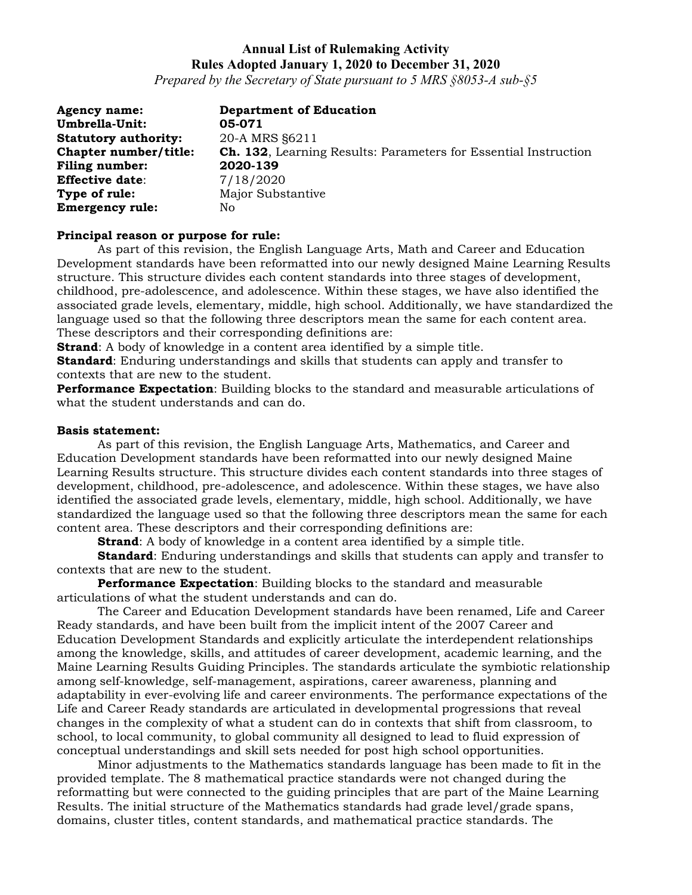**Annual List of Rulemaking Activity**
**Rules Adopted January 1, 2020 to December 31, 2020**
*Prepared by the Secretary of State pursuant to 5 MRS §8053-A sub-§5*

**Agency name:** **Department of Education**
**Umbrella-Unit:** **05-071**
**Statutory authority:** 20-A MRS §6211
**Chapter number/title:** **Ch. 132**, Learning Results: Parameters for Essential Instruction
**Filing number:** **2020-139**
**Effective date**: 7/18/2020
**Type of rule:** Major Substantive
**Emergency rule:** No

**Principal reason or purpose for rule:**

As part of this revision, the English Language Arts, Math and Career and Education Development standards have been reformatted into our newly designed Maine Learning Results structure. This structure divides each content standards into three stages of development, childhood, pre-adolescence, and adolescence. Within these stages, we have also identified the associated grade levels, elementary, middle, high school. Additionally, we have standardized the language used so that the following three descriptors mean the same for each content area. These descriptors and their corresponding definitions are:

**Strand**: A body of knowledge in a content area identified by a simple title.

**Standard**: Enduring understandings and skills that students can apply and transfer to contexts that are new to the student.

**Performance Expectation**: Building blocks to the standard and measurable articulations of what the student understands and can do.

**Basis statement:**

As part of this revision, the English Language Arts, Mathematics, and Career and Education Development standards have been reformatted into our newly designed Maine Learning Results structure. This structure divides each content standards into three stages of development, childhood, pre-adolescence, and adolescence. Within these stages, we have also identified the associated grade levels, elementary, middle, high school. Additionally, we have standardized the language used so that the following three descriptors mean the same for each content area. These descriptors and their corresponding definitions are:

**Strand**: A body of knowledge in a content area identified by a simple title.

**Standard**: Enduring understandings and skills that students can apply and transfer to contexts that are new to the student.

**Performance Expectation**: Building blocks to the standard and measurable articulations of what the student understands and can do.

The Career and Education Development standards have been renamed, Life and Career Ready standards, and have been built from the implicit intent of the 2007 Career and Education Development Standards and explicitly articulate the interdependent relationships among the knowledge, skills, and attitudes of career development, academic learning, and the Maine Learning Results Guiding Principles. The standards articulate the symbiotic relationship among self-knowledge, self-management, aspirations, career awareness, planning and adaptability in ever-evolving life and career environments. The performance expectations of the Life and Career Ready standards are articulated in developmental progressions that reveal changes in the complexity of what a student can do in contexts that shift from classroom, to school, to local community, to global community all designed to lead to fluid expression of conceptual understandings and skill sets needed for post high school opportunities.

Minor adjustments to the Mathematics standards language has been made to fit in the provided template. The 8 mathematical practice standards were not changed during the reformatting but were connected to the guiding principles that are part of the Maine Learning Results. The initial structure of the Mathematics standards had grade level/grade spans, domains, cluster titles, content standards, and mathematical practice standards. The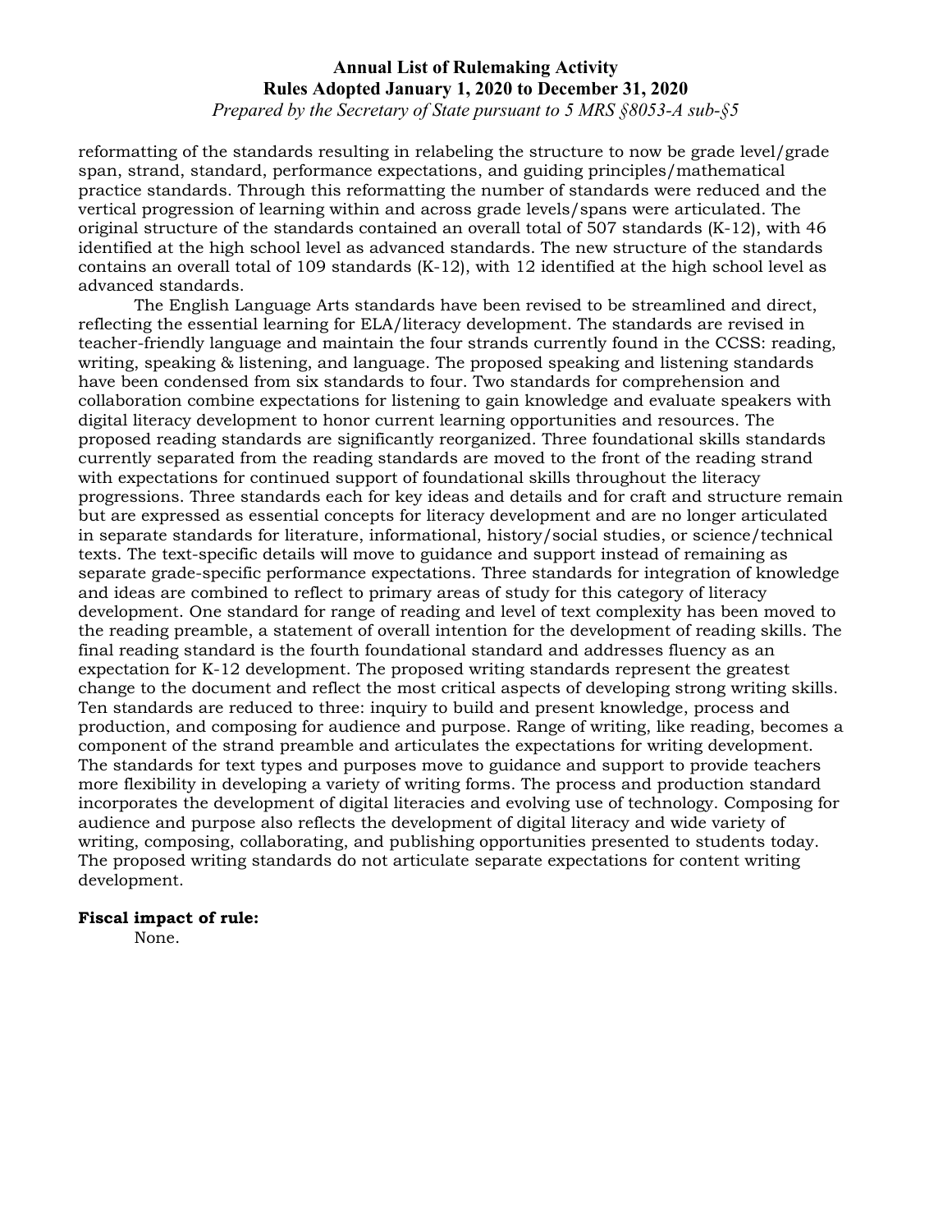reformatting of the standards resulting in relabeling the structure to now be grade level/grade span, strand, standard, performance expectations, and guiding principles/mathematical practice standards. Through this reformatting the number of standards were reduced and the vertical progression of learning within and across grade levels/spans were articulated. The original structure of the standards contained an overall total of 507 standards (K-12), with 46 identified at the high school level as advanced standards. The new structure of the standards contains an overall total of 109 standards (K-12), with 12 identified at the high school level as advanced standards.

The English Language Arts standards have been revised to be streamlined and direct, reflecting the essential learning for ELA/literacy development. The standards are revised in teacher-friendly language and maintain the four strands currently found in the CCSS: reading, writing, speaking & listening, and language. The proposed speaking and listening standards have been condensed from six standards to four. Two standards for comprehension and collaboration combine expectations for listening to gain knowledge and evaluate speakers with digital literacy development to honor current learning opportunities and resources. The proposed reading standards are significantly reorganized. Three foundational skills standards currently separated from the reading standards are moved to the front of the reading strand with expectations for continued support of foundational skills throughout the literacy progressions. Three standards each for key ideas and details and for craft and structure remain but are expressed as essential concepts for literacy development and are no longer articulated in separate standards for literature, informational, history/social studies, or science/technical texts. The text-specific details will move to guidance and support instead of remaining as separate grade-specific performance expectations. Three standards for integration of knowledge and ideas are combined to reflect to primary areas of study for this category of literacy development. One standard for range of reading and level of text complexity has been moved to the reading preamble, a statement of overall intention for the development of reading skills. The final reading standard is the fourth foundational standard and addresses fluency as an expectation for K-12 development. The proposed writing standards represent the greatest change to the document and reflect the most critical aspects of developing strong writing skills. Ten standards are reduced to three: inquiry to build and present knowledge, process and production, and composing for audience and purpose. Range of writing, like reading, becomes a component of the strand preamble and articulates the expectations for writing development. The standards for text types and purposes move to guidance and support to provide teachers more flexibility in developing a variety of writing forms. The process and production standard incorporates the development of digital literacies and evolving use of technology. Composing for audience and purpose also reflects the development of digital literacy and wide variety of writing, composing, collaborating, and publishing opportunities presented to students today. The proposed writing standards do not articulate separate expectations for content writing development.

**Fiscal impact of rule:**

None.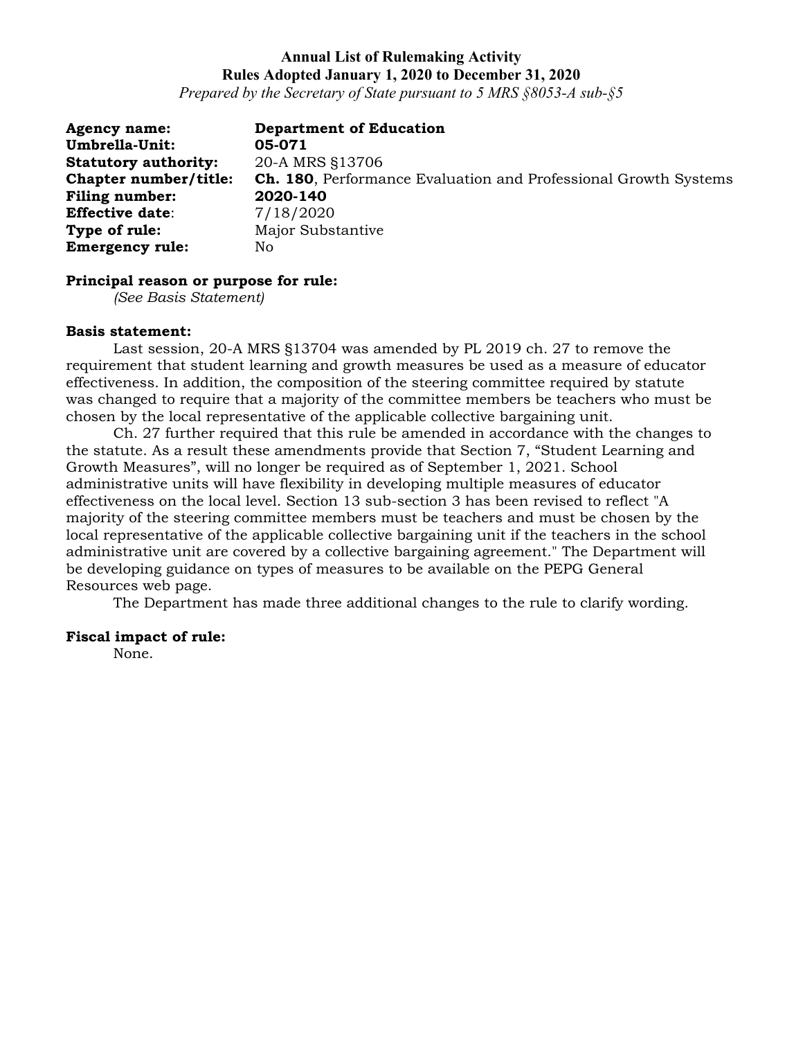**Annual List of Rulemaking Activity**
**Rules Adopted January 1, 2020 to December 31, 2020**
*Prepared by the Secretary of State pursuant to 5 MRS §8053-A sub-§5*

**Agency name:** **Department of Education**
**Umbrella-Unit:** **05-071**
**Statutory authority:** 20-A MRS §13706
**Chapter number/title:** **Ch. 180**, Performance Evaluation and Professional Growth Systems
**Filing number:** **2020-140**
**Effective date**: 7/18/2020
**Type of rule:** Major Substantive
**Emergency rule:** No

**Principal reason or purpose for rule:**
*(See Basis Statement)*

**Basis statement:**
Last session, 20-A MRS §13704 was amended by PL 2019 ch. 27 to remove the requirement that student learning and growth measures be used as a measure of educator effectiveness. In addition, the composition of the steering committee required by statute was changed to require that a majority of the committee members be teachers who must be chosen by the local representative of the applicable collective bargaining unit.

Ch. 27 further required that this rule be amended in accordance with the changes to the statute. As a result these amendments provide that Section 7, "Student Learning and Growth Measures", will no longer be required as of September 1, 2021. School administrative units will have flexibility in developing multiple measures of educator effectiveness on the local level. Section 13 sub-section 3 has been revised to reflect "A majority of the steering committee members must be teachers and must be chosen by the local representative of the applicable collective bargaining unit if the teachers in the school administrative unit are covered by a collective bargaining agreement." The Department will be developing guidance on types of measures to be available on the PEPG General Resources web page.

The Department has made three additional changes to the rule to clarify wording.

**Fiscal impact of rule:**
None.